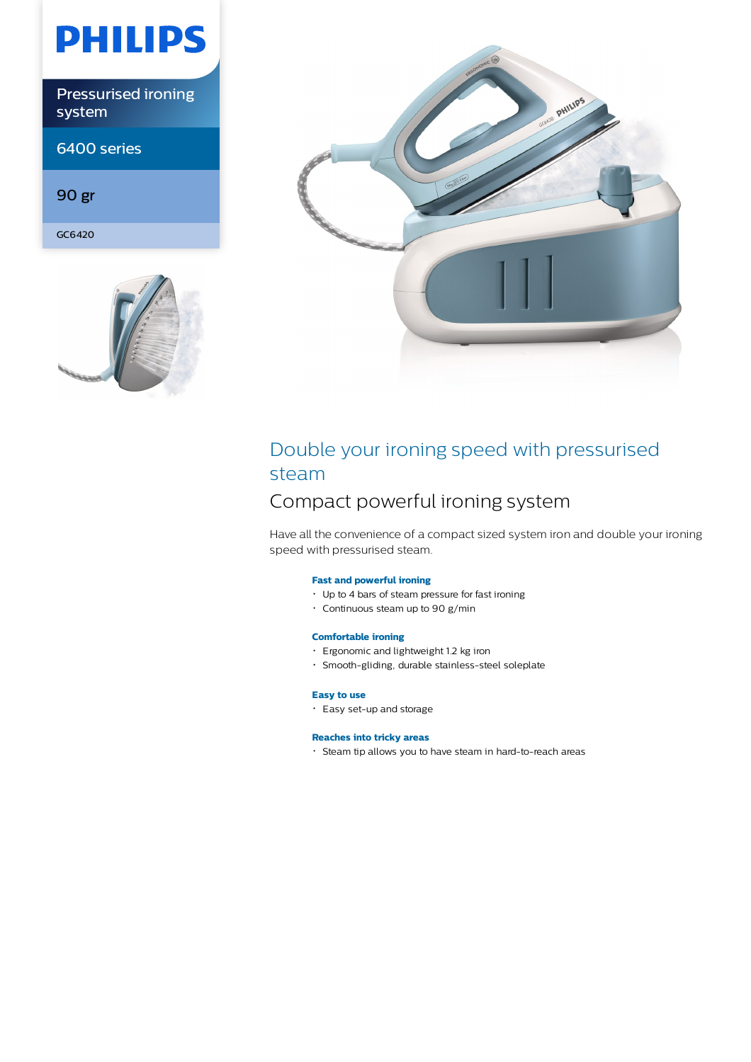PHILIPS

Pressurised ironing system

6400 series

90 gr

GC6420

# Double your ironing speed with pressurised steam

## Compact powerful ironing system

Have all the convenience of a compact sized system iron and double your ironing speed with pressurised steam.

**Fast and powerful ironing**

- Up to 4 bars of steam pressure for fast ironing
- Continuous steam up to 90 g/min

**Comfortable ironing**

- Ergonomic and lightweight 1.2 kg iron
- Smooth-gliding, durable stainless-steel soleplate

**Easy to use**

- Easy set-up and storage

**Reaches into tricky areas**

- Steam tip allows you to have steam in hard-to-reach areas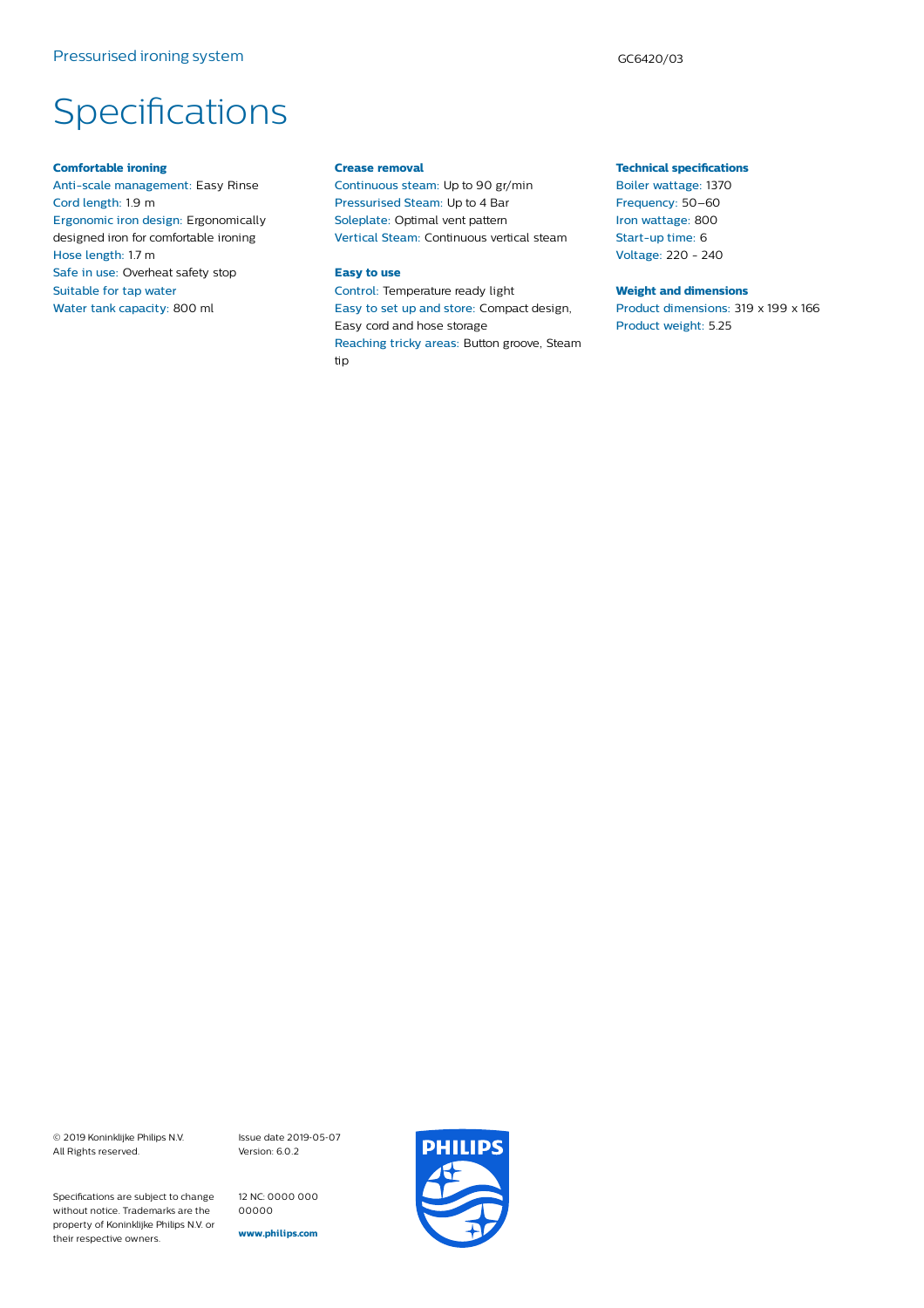Pressurised ironing system

GC6420/03

# Specifications

### Comfortable ironing

- Anti-scale management: Easy Rinse
- Cord length: 1.9 m
- Ergonomic iron design: Ergonomically designed iron for comfortable ironing
- Hose length: 1.7 m
- Safe in use: Overheat safety stop
- Suitable for tap water
- Water tank capacity: 800 ml

### Crease removal

- Continuous steam: Up to 90 gr/min
- Pressurised Steam: Up to 4 Bar
- Soleplate: Optimal vent pattern
- Vertical Steam: Continuous vertical steam

### Easy to use

- Control: Temperature ready light
- Easy to set up and store: Compact design, Easy cord and hose storage
- Reaching tricky areas: Button groove, Steam tip

### Technical specifications

- Boiler wattage: 1370
- Frequency: 50–60
- Iron wattage: 800
- Start-up time: 6
- Voltage: 220 - 240

### Weight and dimensions

- Product dimensions: 319 x 199 x 166
- Product weight: 5.25

© 2019 Koninklijke Philips N.V.
All Rights reserved.

Specifications are subject to change without notice. Trademarks are the property of Koninklijke Philips N.V. or their respective owners.

Issue date 2019-05-07
Version: 6.0.2

12 NC: 0000 000 00000

**www.philips.com**

PHILIPS